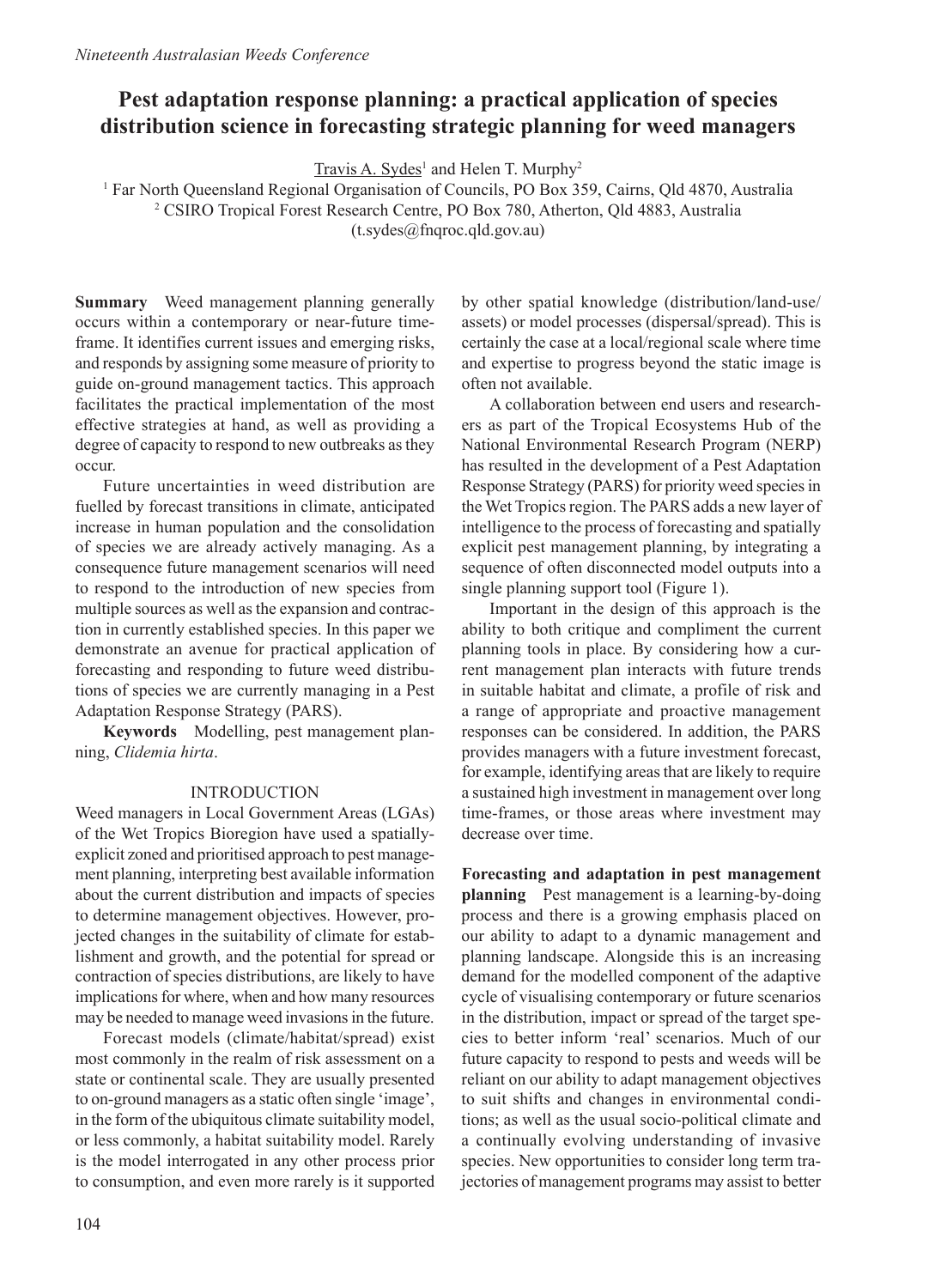# Pest adaptation response planning: a practical application of species distribution science in forecasting strategic planning for weed managers

Travis A. Sydes[1] and Helen T. Murphy[2]

[1] Far North Queensland Regional Organisation of Councils, PO Box 359, Cairns, Qld 4870, Australia
[2] CSIRO Tropical Forest Research Centre, PO Box 780, Atherton, Qld 4883, Australia
(t.sydes@fnqroc.qld.gov.au)

**Summary** Weed management planning generally occurs within a contemporary or near-future time-frame. It identifies current issues and emerging risks, and responds by assigning some measure of priority to guide on-ground management tactics. This approach facilitates the practical implementation of the most effective strategies at hand, as well as providing a degree of capacity to respond to new outbreaks as they occur.

Future uncertainties in weed distribution are fuelled by forecast transitions in climate, anticipated increase in human population and the consolidation of species we are already actively managing. As a consequence future management scenarios will need to respond to the introduction of new species from multiple sources as well as the expansion and contraction in currently established species. In this paper we demonstrate an avenue for practical application of forecasting and responding to future weed distributions of species we are currently managing in a Pest Adaptation Response Strategy (PARS).

**Keywords** Modelling, pest management planning, *Clidemia hirta*.

## INTRODUCTION

Weed managers in Local Government Areas (LGAs) of the Wet Tropics Bioregion have used a spatially-explicit zoned and prioritised approach to pest management planning, interpreting best available information about the current distribution and impacts of species to determine management objectives. However, projected changes in the suitability of climate for establishment and growth, and the potential for spread or contraction of species distributions, are likely to have implications for where, when and how many resources may be needed to manage weed invasions in the future.

Forecast models (climate/habitat/spread) exist most commonly in the realm of risk assessment on a state or continental scale. They are usually presented to on-ground managers as a static often single 'image', in the form of the ubiquitous climate suitability model, or less commonly, a habitat suitability model. Rarely is the model interrogated in any other process prior to consumption, and even more rarely is it supported by other spatial knowledge (distribution/land-use/assets) or model processes (dispersal/spread). This is certainly the case at a local/regional scale where time and expertise to progress beyond the static image is often not available.

A collaboration between end users and researchers as part of the Tropical Ecosystems Hub of the National Environmental Research Program (NERP) has resulted in the development of a Pest Adaptation Response Strategy (PARS) for priority weed species in the Wet Tropics region. The PARS adds a new layer of intelligence to the process of forecasting and spatially explicit pest management planning, by integrating a sequence of often disconnected model outputs into a single planning support tool (Figure 1).

Important in the design of this approach is the ability to both critique and compliment the current planning tools in place. By considering how a current management plan interacts with future trends in suitable habitat and climate, a profile of risk and a range of appropriate and proactive management responses can be considered. In addition, the PARS provides managers with a future investment forecast, for example, identifying areas that are likely to require a sustained high investment in management over long time-frames, or those areas where investment may decrease over time.

**Forecasting and adaptation in pest management planning** Pest management is a learning-by-doing process and there is a growing emphasis placed on our ability to adapt to a dynamic management and planning landscape. Alongside this is an increasing demand for the modelled component of the adaptive cycle of visualising contemporary or future scenarios in the distribution, impact or spread of the target species to better inform 'real' scenarios. Much of our future capacity to respond to pests and weeds will be reliant on our ability to adapt management objectives to suit shifts and changes in environmental conditions; as well as the usual socio-political climate and a continually evolving understanding of invasive species. New opportunities to consider long term trajectories of management programs may assist to better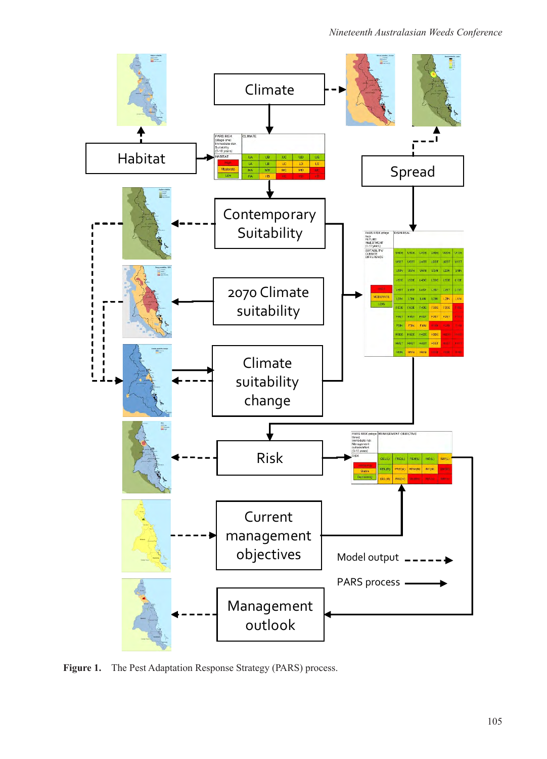Figure 1. The Pest Adaptation Response Strategy (PARS) process.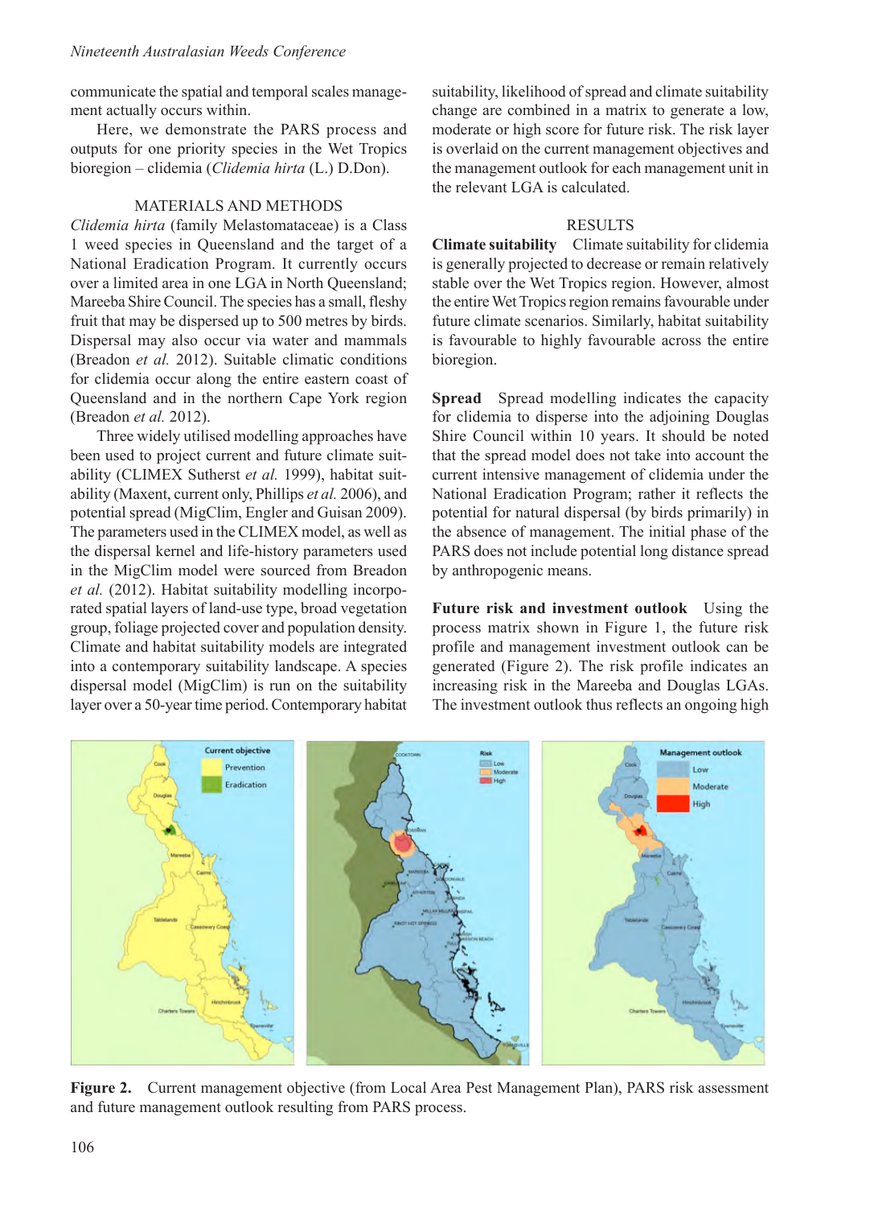communicate the spatial and temporal scales management actually occurs within.

Here, we demonstrate the PARS process and outputs for one priority species in the Wet Tropics bioregion – clidemia (*Clidemia hirta* (L.) D.Don).

## MATERIALS AND METHODS

*Clidemia hirta* (family Melastomataceae) is a Class 1 weed species in Queensland and the target of a National Eradication Program. It currently occurs over a limited area in one LGA in North Queensland; Mareeba Shire Council. The species has a small, fleshy fruit that may be dispersed up to 500 metres by birds. Dispersal may also occur via water and mammals (Breadon *et al.* 2012). Suitable climatic conditions for clidemia occur along the entire eastern coast of Queensland and in the northern Cape York region (Breadon *et al.* 2012).

Three widely utilised modelling approaches have been used to project current and future climate suitability (CLIMEX Sutherst *et al.* 1999), habitat suitability (Maxent, current only, Phillips *et al.* 2006), and potential spread (MigClim, Engler and Guisan 2009). The parameters used in the CLIMEX model, as well as the dispersal kernel and life-history parameters used in the MigClim model were sourced from Breadon *et al.* (2012). Habitat suitability modelling incorporated spatial layers of land-use type, broad vegetation group, foliage projected cover and population density. Climate and habitat suitability models are integrated into a contemporary suitability landscape. A species dispersal model (MigClim) is run on the suitability layer over a 50-year time period. Contemporary habitat suitability, likelihood of spread and climate suitability change are combined in a matrix to generate a low, moderate or high score for future risk. The risk layer is overlaid on the current management objectives and the management outlook for each management unit in the relevant LGA is calculated.

## RESULTS

**Climate suitability** Climate suitability for clidemia is generally projected to decrease or remain relatively stable over the Wet Tropics region. However, almost the entire Wet Tropics region remains favourable under future climate scenarios. Similarly, habitat suitability is favourable to highly favourable across the entire bioregion.

**Spread** Spread modelling indicates the capacity for clidemia to disperse into the adjoining Douglas Shire Council within 10 years. It should be noted that the spread model does not take into account the current intensive management of clidemia under the National Eradication Program; rather it reflects the potential for natural dispersal (by birds primarily) in the absence of management. The initial phase of the PARS does not include potential long distance spread by anthropogenic means.

**Future risk and investment outlook** Using the process matrix shown in Figure 1, the future risk profile and management investment outlook can be generated (Figure 2). The risk profile indicates an increasing risk in the Mareeba and Douglas LGAs. The investment outlook thus reflects an ongoing high

**Figure 2.** Current management objective (from Local Area Pest Management Plan), PARS risk assessment and future management outlook resulting from PARS process.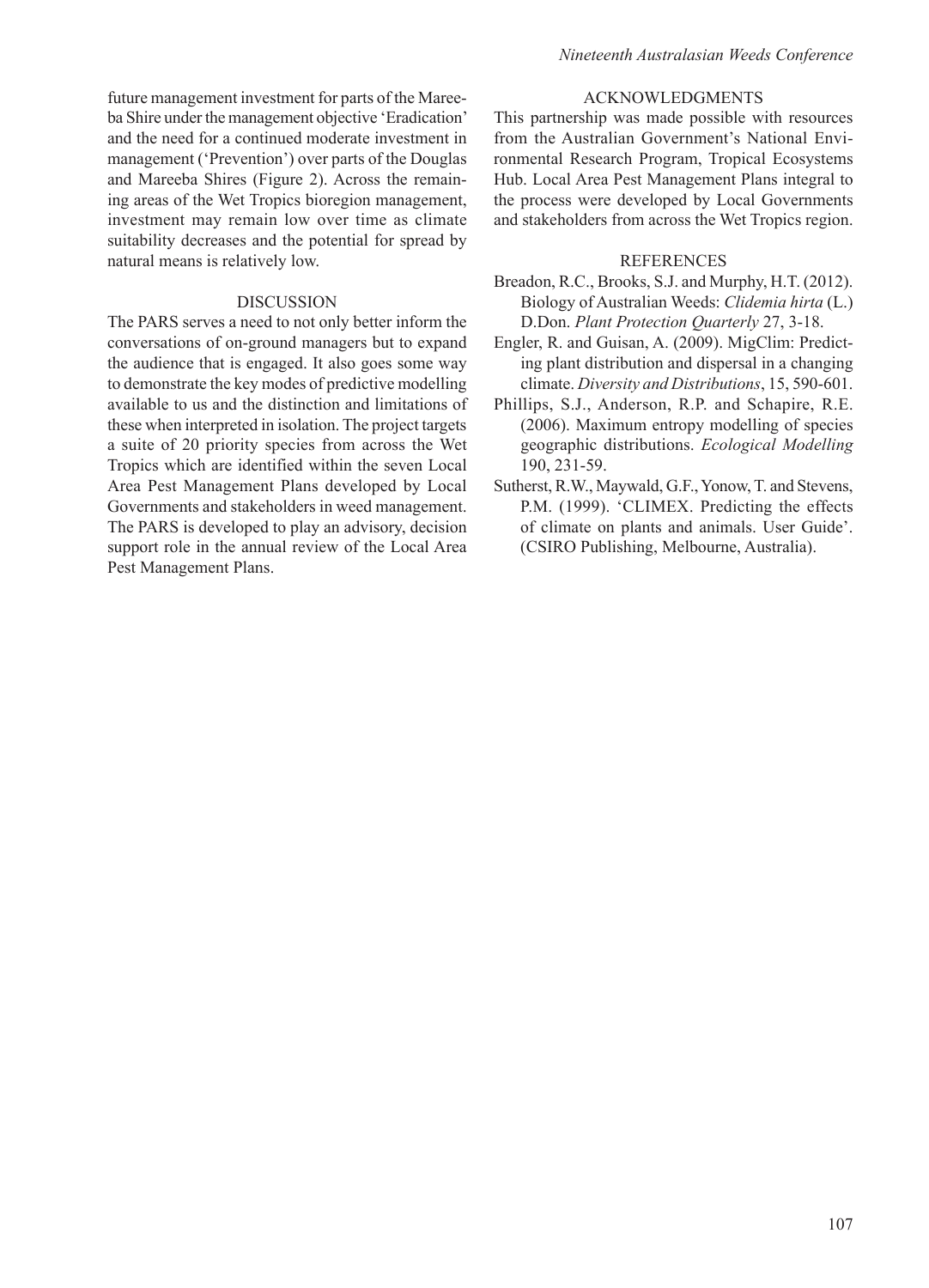future management investment for parts of the Mareeba Shire under the management objective 'Eradication' and the need for a continued moderate investment in management ('Prevention') over parts of the Douglas and Mareeba Shires (Figure 2). Across the remaining areas of the Wet Tropics bioregion management, investment may remain low over time as climate suitability decreases and the potential for spread by natural means is relatively low.

## DISCUSSION

The PARS serves a need to not only better inform the conversations of on-ground managers but to expand the audience that is engaged. It also goes some way to demonstrate the key modes of predictive modelling available to us and the distinction and limitations of these when interpreted in isolation. The project targets a suite of 20 priority species from across the Wet Tropics which are identified within the seven Local Area Pest Management Plans developed by Local Governments and stakeholders in weed management. The PARS is developed to play an advisory, decision support role in the annual review of the Local Area Pest Management Plans.

## ACKNOWLEDGMENTS

This partnership was made possible with resources from the Australian Government's National Environmental Research Program, Tropical Ecosystems Hub. Local Area Pest Management Plans integral to the process were developed by Local Governments and stakeholders from across the Wet Tropics region.

## REFERENCES

Breadon, R.C., Brooks, S.J. and Murphy, H.T. (2012). Biology of Australian Weeds: *Clidemia hirta* (L.) D.Don. *Plant Protection Quarterly* 27, 3-18.

Engler, R. and Guisan, A. (2009). MigClim: Predicting plant distribution and dispersal in a changing climate. *Diversity and Distributions*, 15, 590-601.

Phillips, S.J., Anderson, R.P. and Schapire, R.E. (2006). Maximum entropy modelling of species geographic distributions. *Ecological Modelling* 190, 231-59.

Sutherst, R.W., Maywald, G.F., Yonow, T. and Stevens, P.M. (1999). 'CLIMEX. Predicting the effects of climate on plants and animals. User Guide'. (CSIRO Publishing, Melbourne, Australia).